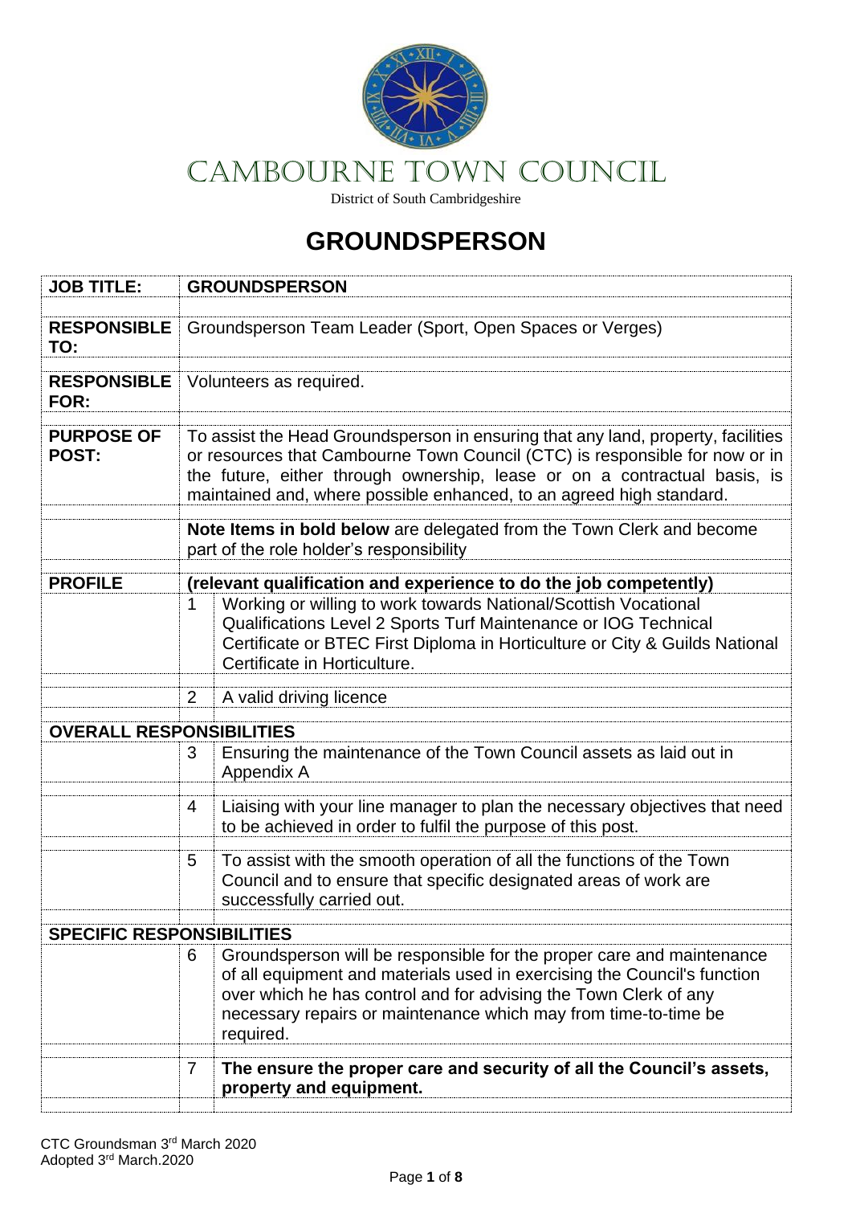# CAMBOURNE TOWN COUNCIL

District of South Cambridgeshire

# GROUNDSPERSON

| | | |
|---|---|---|
| **JOB TITLE:** | **GROUNDSPERSON** | |
| **RESPONSIBLE TO:** | Groundsperson Team Leader (Sport, Open Spaces or Verges) | |
| **RESPONSIBLE FOR:** | Volunteers as required. | |
| **PURPOSE OF POST:** | To assist the Head Groundsperson in ensuring that any land, property, facilities or resources that Cambourne Town Council (CTC) is responsible for now or in the future, either through ownership, lease or on a contractual basis, is maintained and, where possible enhanced, to an agreed high standard. | |
| | **Note Items in bold below** are delegated from the Town Clerk and become part of the role holder's responsibility | |
| **PROFILE** | **(relevant qualification and experience to do the job competently)** | |
| | 1 | Working or willing to work towards National/Scottish Vocational Qualifications Level 2 Sports Turf Maintenance or IOG Technical Certificate or BTEC First Diploma in Horticulture or City & Guilds National Certificate in Horticulture. |
| | 2 | A valid driving licence |
| **OVERALL RESPONSIBILITIES** | | |
| | 3 | Ensuring the maintenance of the Town Council assets as laid out in Appendix A |
| | 4 | Liaising with your line manager to plan the necessary objectives that need to be achieved in order to fulfil the purpose of this post. |
| | 5 | To assist with the smooth operation of all the functions of the Town Council and to ensure that specific designated areas of work are successfully carried out. |
| **SPECIFIC RESPONSIBILITIES** | | |
| | 6 | Groundsperson will be responsible for the proper care and maintenance of all equipment and materials used in exercising the Council's function over which he has control and for advising the Town Clerk of any necessary repairs or maintenance which may from time-to-time be required. |
| | 7 | **The ensure the proper care and security of all the Council's assets, property and equipment.** |

CTC Groundsman 3rd March 2020
Adopted 3rd March.2020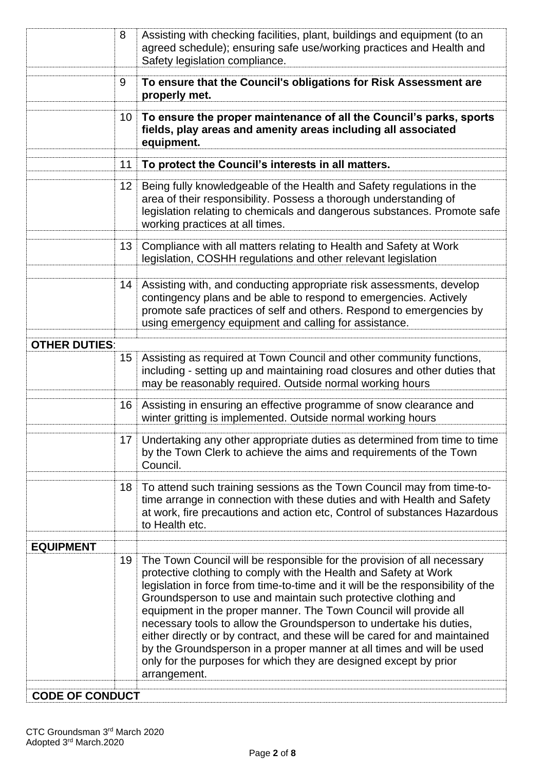| | | |
|---|---|---|
| | 8 | Assisting with checking facilities, plant, buildings and equipment (to an agreed schedule); ensuring safe use/working practices and Health and Safety legislation compliance. |
| | 9 | **To ensure that the Council's obligations for Risk Assessment are properly met.** |
| | 10 | **To ensure the proper maintenance of all the Council's parks, sports fields, play areas and amenity areas including all associated equipment.** |
| | 11 | **To protect the Council's interests in all matters.** |
| | 12 | Being fully knowledgeable of the Health and Safety regulations in the area of their responsibility. Possess a thorough understanding of legislation relating to chemicals and dangerous substances. Promote safe working practices at all times. |
| | 13 | Compliance with all matters relating to Health and Safety at Work legislation, COSHH regulations and other relevant legislation |
| | 14 | Assisting with, and conducting appropriate risk assessments, develop contingency plans and be able to respond to emergencies. Actively promote safe practices of self and others. Respond to emergencies by using emergency equipment and calling for assistance. |
| **OTHER DUTIES**: | | |
| | 15 | Assisting as required at Town Council and other community functions, including - setting up and maintaining road closures and other duties that may be reasonably required. Outside normal working hours |
| | 16 | Assisting in ensuring an effective programme of snow clearance and winter gritting is implemented. Outside normal working hours |
| | 17 | Undertaking any other appropriate duties as determined from time to time by the Town Clerk to achieve the aims and requirements of the Town Council. |
| | 18 | To attend such training sessions as the Town Council may from time-to-time arrange in connection with these duties and with Health and Safety at work, fire precautions and action etc, Control of substances Hazardous to Health etc. |
| **EQUIPMENT** | | |
| | 19 | The Town Council will be responsible for the provision of all necessary protective clothing to comply with the Health and Safety at Work legislation in force from time-to-time and it will be the responsibility of the Groundsperson to use and maintain such protective clothing and equipment in the proper manner. The Town Council will provide all necessary tools to allow the Groundsperson to undertake his duties, either directly or by contract, and these will be cared for and maintained by the Groundsperson in a proper manner at all times and will be used only for the purposes for which they are designed except by prior arrangement. |
| **CODE OF CONDUCT** | | |

CTC Groundsman 3rd March 2020
Adopted 3rd March.2020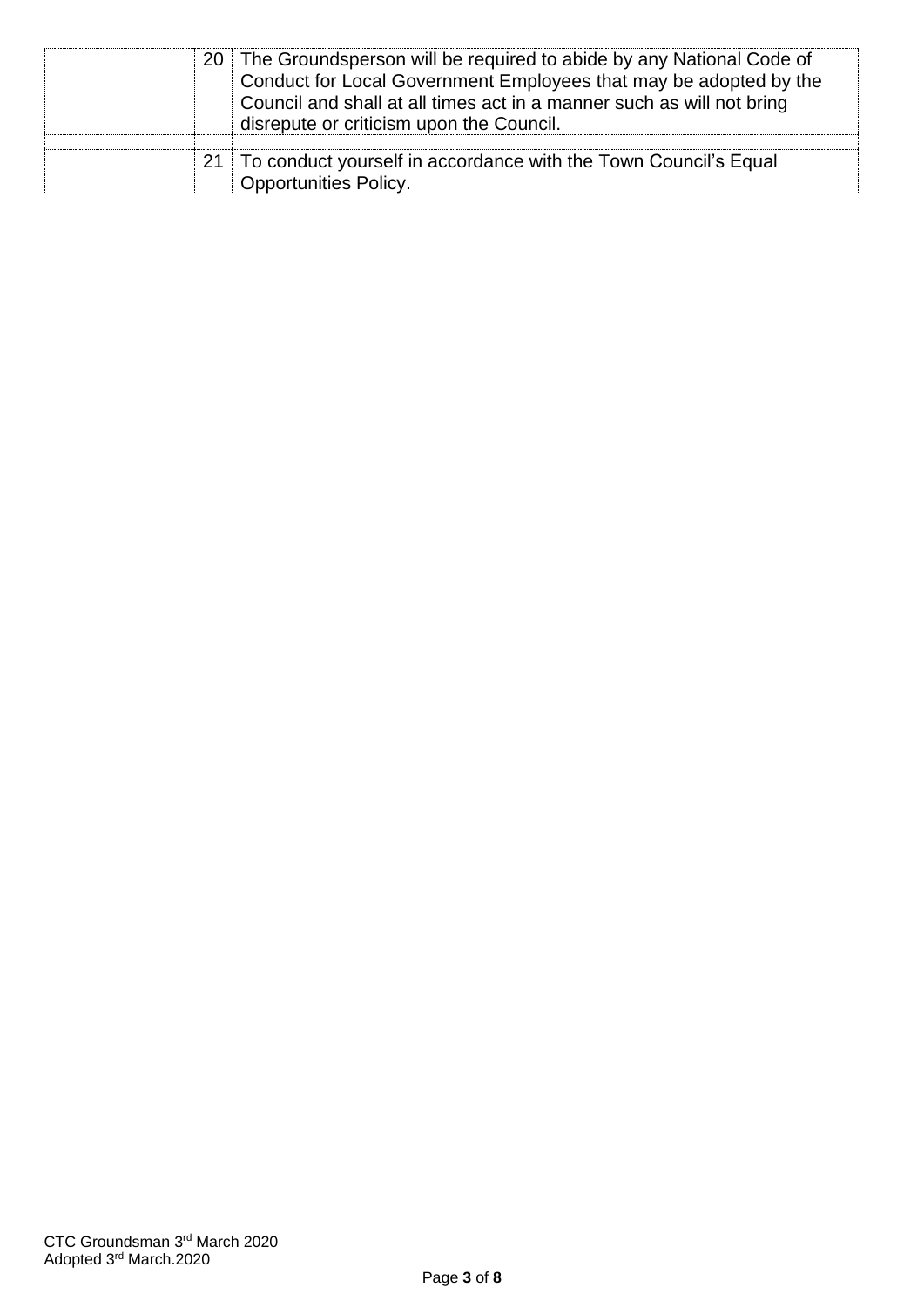| | | |
|---|---|---|
| | 20 | The Groundsperson will be required to abide by any National Code of Conduct for Local Government Employees that may be adopted by the Council and shall at all times act in a manner such as will not bring disrepute or criticism upon the Council. |
| | | |
| | 21 | To conduct yourself in accordance with the Town Council's Equal Opportunities Policy. |

CTC Groundsman 3rd March 2020
Adopted 3rd March.2020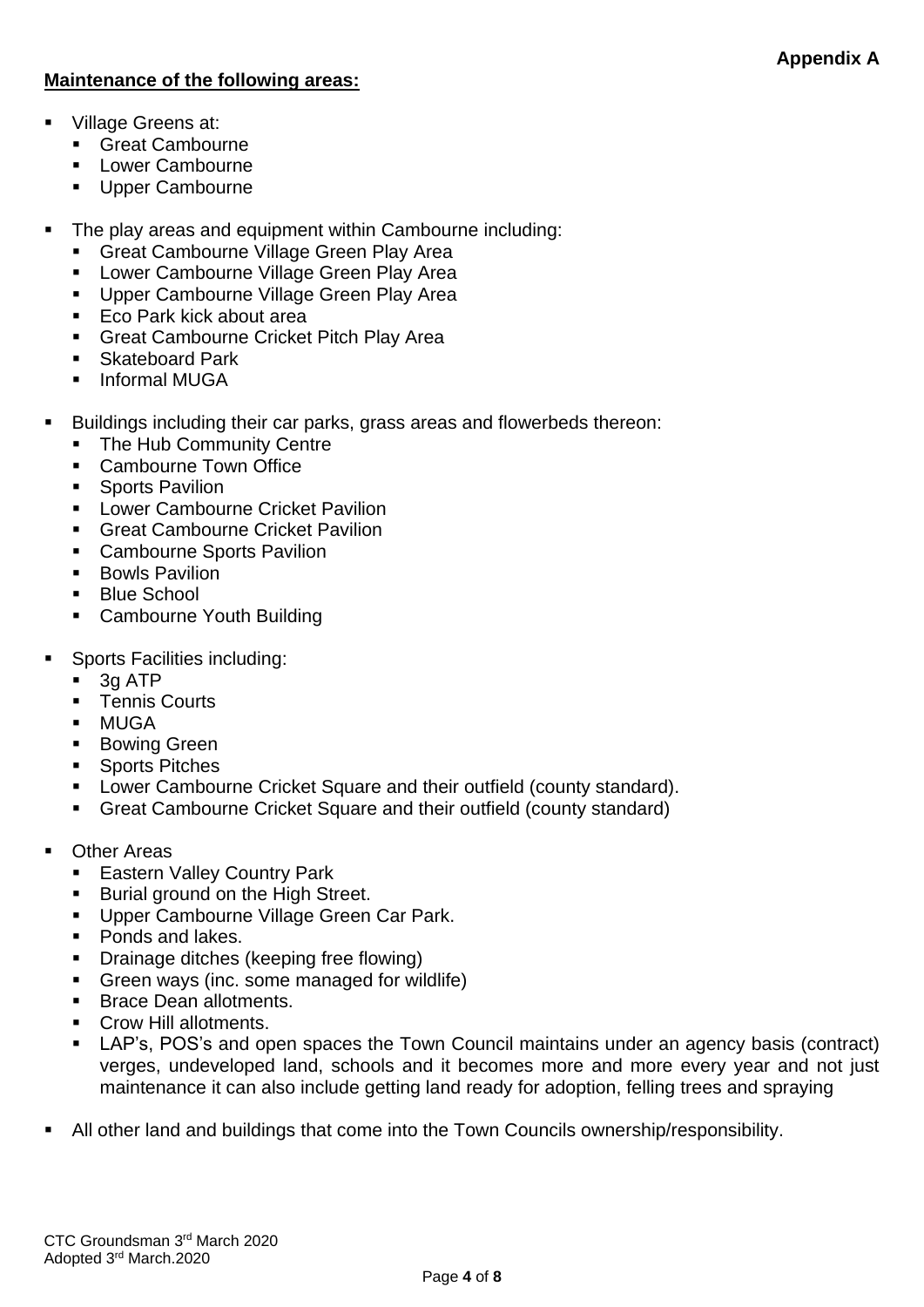**Appendix A**

**Maintenance of the following areas:**

- Village Greens at:
  - Great Cambourne
  - Lower Cambourne
  - Upper Cambourne

- The play areas and equipment within Cambourne including:
  - Great Cambourne Village Green Play Area
  - Lower Cambourne Village Green Play Area
  - Upper Cambourne Village Green Play Area
  - Eco Park kick about area
  - Great Cambourne Cricket Pitch Play Area
  - Skateboard Park
  - Informal MUGA

- Buildings including their car parks, grass areas and flowerbeds thereon:
  - The Hub Community Centre
  - Cambourne Town Office
  - Sports Pavilion
  - Lower Cambourne Cricket Pavilion
  - Great Cambourne Cricket Pavilion
  - Cambourne Sports Pavilion
  - Bowls Pavilion
  - Blue School
  - Cambourne Youth Building

- Sports Facilities including:
  - 3g ATP
  - Tennis Courts
  - MUGA
  - Bowing Green
  - Sports Pitches
  - Lower Cambourne Cricket Square and their outfield (county standard).
  - Great Cambourne Cricket Square and their outfield (county standard)

- Other Areas
  - Eastern Valley Country Park
  - Burial ground on the High Street.
  - Upper Cambourne Village Green Car Park.
  - Ponds and lakes.
  - Drainage ditches (keeping free flowing)
  - Green ways (inc. some managed for wildlife)
  - Brace Dean allotments.
  - Crow Hill allotments.
  - LAP's, POS's and open spaces the Town Council maintains under an agency basis (contract) verges, undeveloped land, schools and it becomes more and more every year and not just maintenance it can also include getting land ready for adoption, felling trees and spraying

- All other land and buildings that come into the Town Councils ownership/responsibility.

CTC Groundsman 3rd March 2020
Adopted 3rd March.2020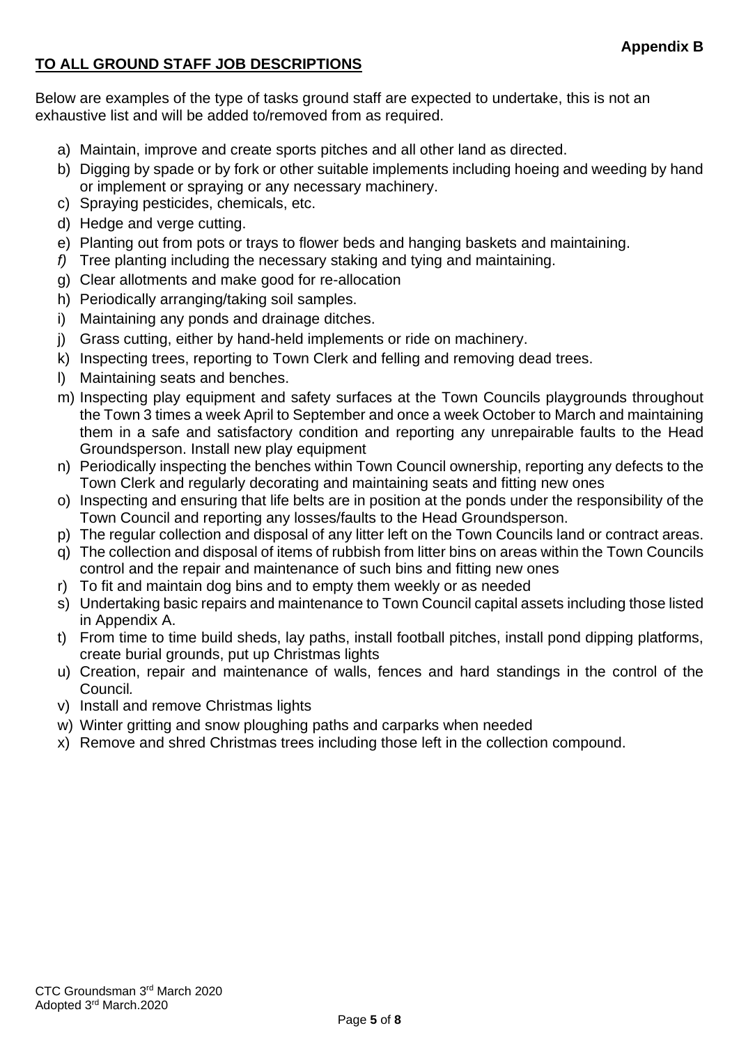**Appendix B**

**TO ALL GROUND STAFF JOB DESCRIPTIONS**

Below are examples of the type of tasks ground staff are expected to undertake, this is not an exhaustive list and will be added to/removed from as required.

a) Maintain, improve and create sports pitches and all other land as directed.
b) Digging by spade or by fork or other suitable implements including hoeing and weeding by hand or implement or spraying or any necessary machinery.
c) Spraying pesticides, chemicals, etc.
d) Hedge and verge cutting.
e) Planting out from pots or trays to flower beds and hanging baskets and maintaining.
*f)* Tree planting including the necessary staking and tying and maintaining.
g) Clear allotments and make good for re-allocation
h) Periodically arranging/taking soil samples.
i) Maintaining any ponds and drainage ditches.
j) Grass cutting, either by hand-held implements or ride on machinery.
k) Inspecting trees, reporting to Town Clerk and felling and removing dead trees.
l) Maintaining seats and benches.
m) Inspecting play equipment and safety surfaces at the Town Councils playgrounds throughout the Town 3 times a week April to September and once a week October to March and maintaining them in a safe and satisfactory condition and reporting any unrepairable faults to the Head Groundsperson. Install new play equipment
n) Periodically inspecting the benches within Town Council ownership, reporting any defects to the Town Clerk and regularly decorating and maintaining seats and fitting new ones
o) Inspecting and ensuring that life belts are in position at the ponds under the responsibility of the Town Council and reporting any losses/faults to the Head Groundsperson.
p) The regular collection and disposal of any litter left on the Town Councils land or contract areas.
q) The collection and disposal of items of rubbish from litter bins on areas within the Town Councils control and the repair and maintenance of such bins and fitting new ones
r) To fit and maintain dog bins and to empty them weekly or as needed
s) Undertaking basic repairs and maintenance to Town Council capital assets including those listed in Appendix A.
t) From time to time build sheds, lay paths, install football pitches, install pond dipping platforms, create burial grounds, put up Christmas lights
u) Creation, repair and maintenance of walls, fences and hard standings in the control of the Council.
v) Install and remove Christmas lights
w) Winter gritting and snow ploughing paths and carparks when needed
x) Remove and shred Christmas trees including those left in the collection compound.

CTC Groundsman 3rd March 2020
Adopted 3rd March.2020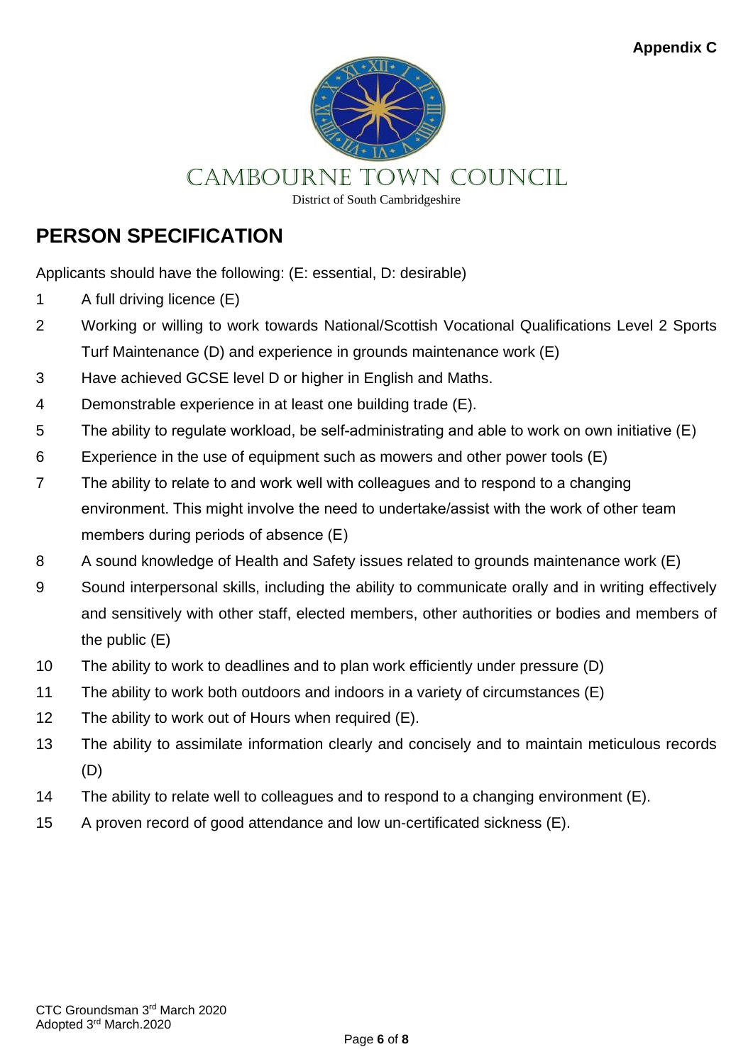Appendix C

CAMBOURNE TOWN COUNCIL

District of South Cambridgeshire

## PERSON SPECIFICATION

Applicants should have the following: (E: essential, D: desirable)

1. A full driving licence (E)
2. Working or willing to work towards National/Scottish Vocational Qualifications Level 2 Sports Turf Maintenance (D) and experience in grounds maintenance work (E)
3. Have achieved GCSE level D or higher in English and Maths.
4. Demonstrable experience in at least one building trade (E).
5. The ability to regulate workload, be self-administrating and able to work on own initiative (E)
6. Experience in the use of equipment such as mowers and other power tools (E)
7. The ability to relate to and work well with colleagues and to respond to a changing environment. This might involve the need to undertake/assist with the work of other team members during periods of absence (E)
8. A sound knowledge of Health and Safety issues related to grounds maintenance work (E)
9. Sound interpersonal skills, including the ability to communicate orally and in writing effectively and sensitively with other staff, elected members, other authorities or bodies and members of the public (E)
10. The ability to work to deadlines and to plan work efficiently under pressure (D)
11. The ability to work both outdoors and indoors in a variety of circumstances (E)
12. The ability to work out of Hours when required (E).
13. The ability to assimilate information clearly and concisely and to maintain meticulous records (D)
14. The ability to relate well to colleagues and to respond to a changing environment (E).
15. A proven record of good attendance and low un-certificated sickness (E).

CTC Groundsman 3rd March 2020
Adopted 3rd March.2020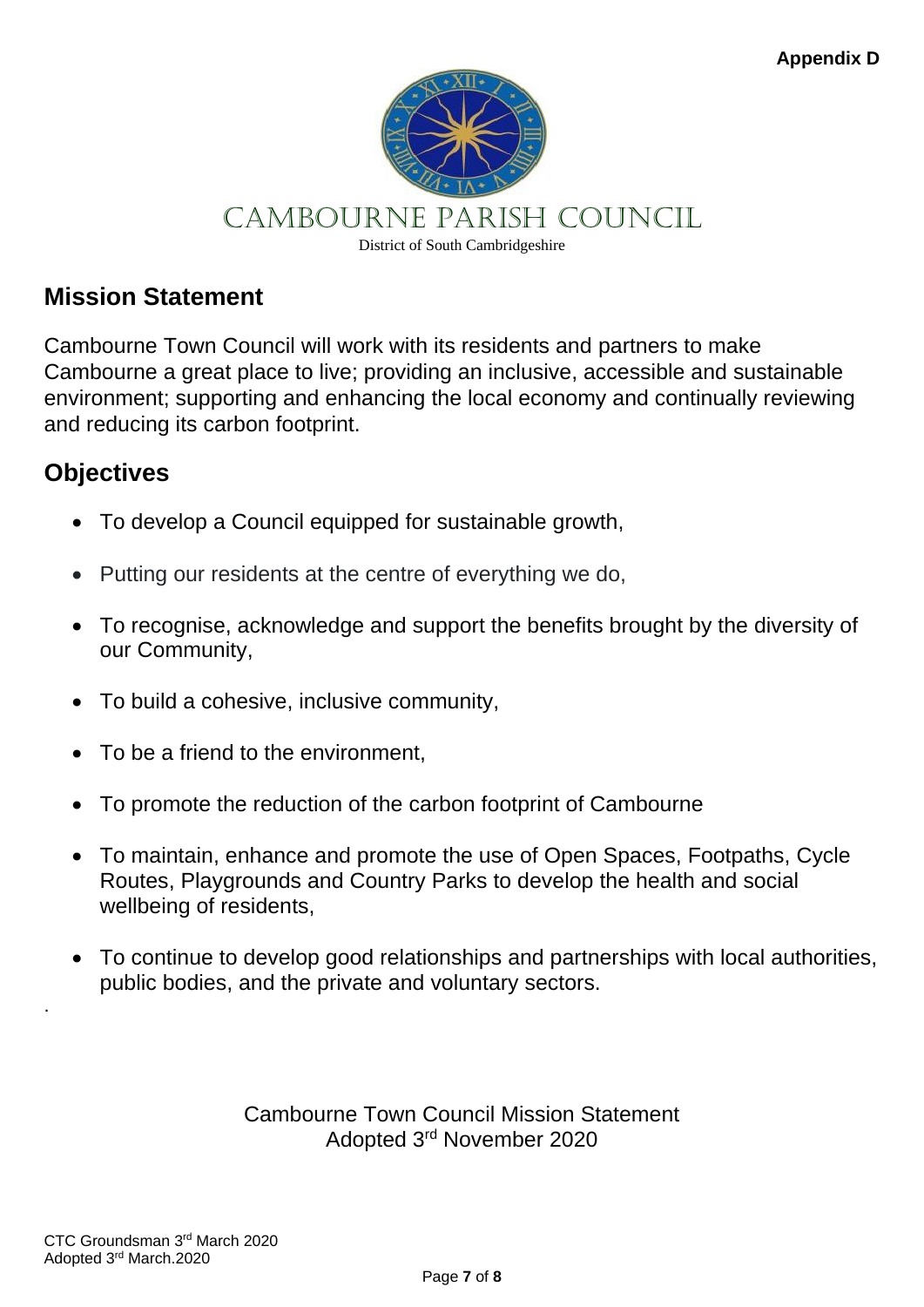**Appendix D**

CAMBOURNE PARISH COUNCIL

District of South Cambridgeshire

## Mission Statement

Cambourne Town Council will work with its residents and partners to make Cambourne a great place to live; providing an inclusive, accessible and sustainable environment; supporting and enhancing the local economy and continually reviewing and reducing its carbon footprint.

## Objectives

- To develop a Council equipped for sustainable growth,
- Putting our residents at the centre of everything we do,
- To recognise, acknowledge and support the benefits brought by the diversity of our Community,
- To build a cohesive, inclusive community,
- To be a friend to the environment,
- To promote the reduction of the carbon footprint of Cambourne
- To maintain, enhance and promote the use of Open Spaces, Footpaths, Cycle Routes, Playgrounds and Country Parks to develop the health and social wellbeing of residents,
- To continue to develop good relationships and partnerships with local authorities, public bodies, and the private and voluntary sectors.

.

Cambourne Town Council Mission Statement
Adopted 3rd November 2020

CTC Groundsman 3rd March 2020
Adopted 3rd March.2020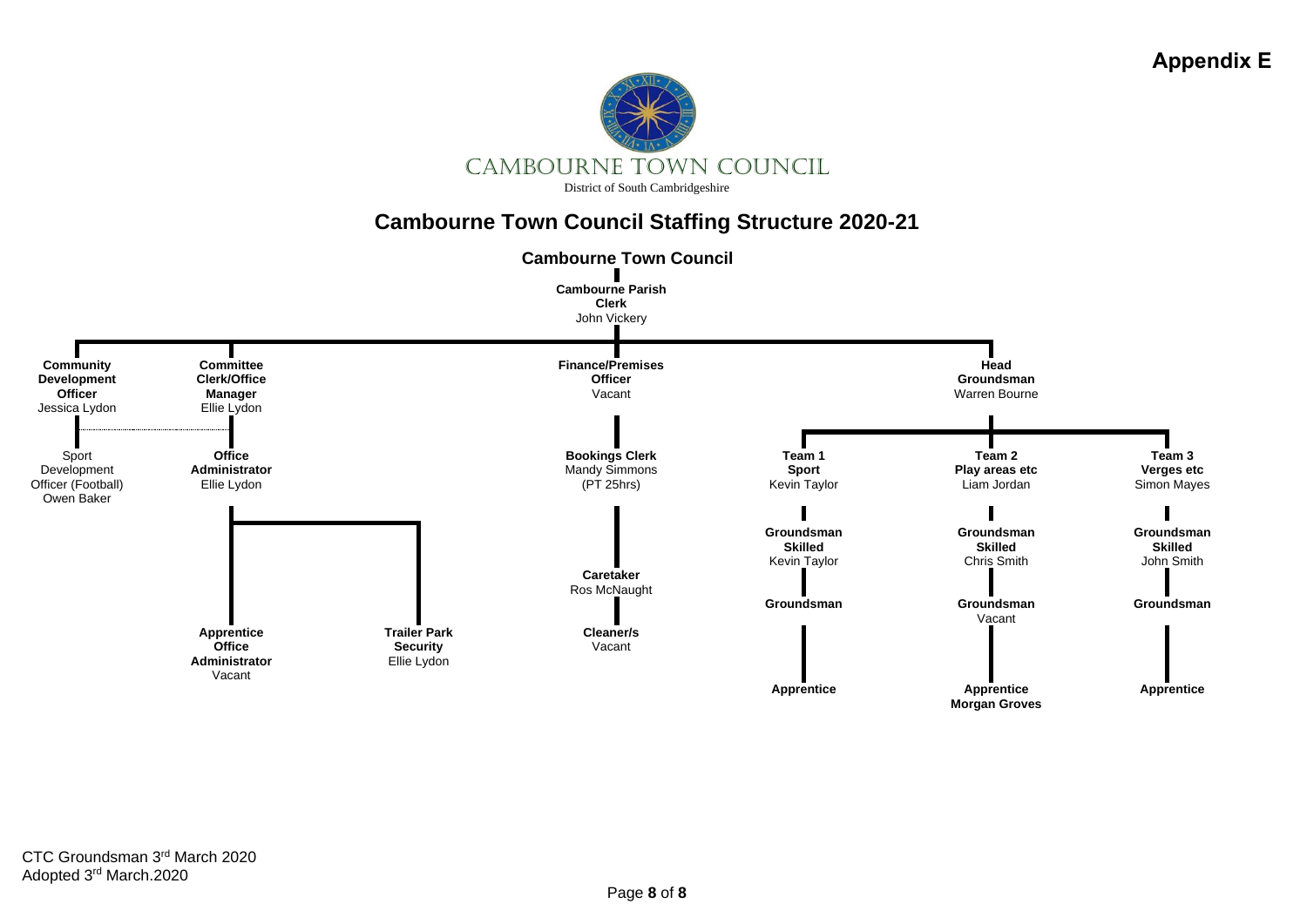**Appendix E**

CAMBOURNE TOWN COUNCIL

District of South Cambridgeshire

# Cambourne Town Council Staffing Structure 2020-21

**Cambourne Town Council**

**Cambourne Parish Clerk**
John Vickery

**Community Development Officer**
Jessica Lydon

Sport Development Officer (Football)
Owen Baker

**Committee Clerk/Office Manager**
Ellie Lydon

**Office Administrator**
Ellie Lydon

**Apprentice Office Administrator**
Vacant

**Trailer Park Security**
Ellie Lydon

**Finance/Premises Officer**
Vacant

**Bookings Clerk**
Mandy Simmons
(PT 25hrs)

**Caretaker**
Ros McNaught

**Cleaner/s**
Vacant

**Head Groundsman**
Warren Bourne

**Team 1 Sport**
Kevin Taylor

**Groundsman Skilled**
Kevin Taylor

**Groundsman**

**Apprentice**

**Team 2 Play areas etc**
Liam Jordan

**Groundsman Skilled**
Chris Smith

**Groundsman**
Vacant

**Apprentice**
**Morgan Groves**

**Team 3 Verges etc**
Simon Mayes

**Groundsman Skilled**
John Smith

**Groundsman**

**Apprentice**

CTC Groundsman 3rd March 2020
Adopted 3rd March.2020